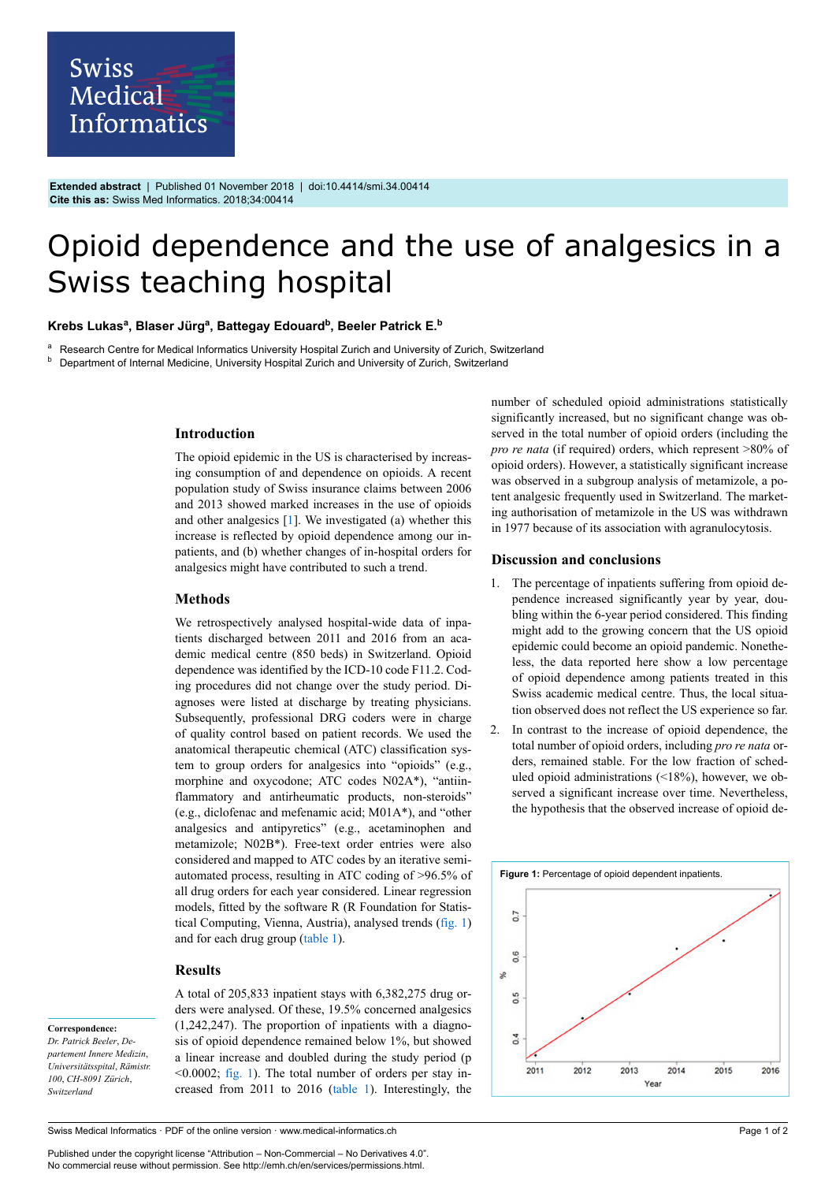Extended abstract | Published 01 November 2018 | doi:10.4414/smi.34.00414
**Cite this as:** Swiss Med Informatics. 2018;34:00414

# Opioid dependence and the use of analgesics in a Swiss teaching hospital

**Krebs Lukas[a], Blaser Jürg[a], Battegay Edouard[b], Beeler Patrick E.[b]**

[a] Research Centre for Medical Informatics University Hospital Zurich and University of Zurich, Switzerland
[b] Department of Internal Medicine, University Hospital Zurich and University of Zurich, Switzerland

## Introduction

The opioid epidemic in the US is characterised by increasing consumption of and dependence on opioids. A recent population study of Swiss insurance claims between 2006 and 2013 showed marked increases in the use of opioids and other analgesics [1]. We investigated (a) whether this increase is reflected by opioid dependence among our inpatients, and (b) whether changes of in-hospital orders for analgesics might have contributed to such a trend.

## Methods

We retrospectively analysed hospital-wide data of inpatients discharged between 2011 and 2016 from an academic medical centre (850 beds) in Switzerland. Opioid dependence was identified by the ICD-10 code F11.2. Coding procedures did not change over the study period. Diagnoses were listed at discharge by treating physicians. Subsequently, professional DRG coders were in charge of quality control based on patient records. We used the anatomical therapeutic chemical (ATC) classification system to group orders for analgesics into "opioids" (e.g., morphine and oxycodone; ATC codes N02A*), "antiinflammatory and antirheumatic products, non-steroids" (e.g., diclofenac and mefenamic acid; M01A*), and "other analgesics and antipyretics" (e.g., acetaminophen and metamizole; N02B*). Free-text order entries were also considered and mapped to ATC codes by an iterative semi-automated process, resulting in ATC coding of >96.5% of all drug orders for each year considered. Linear regression models, fitted by the software R (R Foundation for Statistical Computing, Vienna, Austria), analysed trends (fig. 1) and for each drug group (table 1).

## Results

A total of 205,833 inpatient stays with 6,382,275 drug orders were analysed. Of these, 19.5% concerned analgesics (1,242,247). The proportion of inpatients with a diagnosis of opioid dependence remained below 1%, but showed a linear increase and doubled during the study period ($p < 0.0002$; fig. 1). The total number of orders per stay increased from 2011 to 2016 (table 1). Interestingly, the number of scheduled opioid administrations statistically significantly increased, but no significant change was observed in the total number of opioid orders (including the *pro re nata* (if required) orders, which represent >80% of opioid orders). However, a statistically significant increase was observed in a subgroup analysis of metamizole, a potent analgesic frequently used in Switzerland. The marketing authorisation of metamizole in the US was withdrawn in 1977 because of its association with agranulocytosis.

## Discussion and conclusions

1. The percentage of inpatients suffering from opioid dependence increased significantly year by year, doubling within the 6-year period considered. This finding might add to the growing concern that the US opioid epidemic could become an opioid pandemic. Nonetheless, the data reported here show a low percentage of opioid dependence among patients treated in this Swiss academic medical centre. Thus, the local situation observed does not reflect the US experience so far.
2. In contrast to the increase of opioid dependence, the total number of opioid orders, including *pro re nata* orders, remained stable. For the low fraction of scheduled opioid administrations (<18%), however, we observed a significant increase over time. Nevertheless, the hypothesis that the observed increase of opioid de-

**Figure 1:** Percentage of opioid dependent inpatients.

**Correspondence:**
*Dr. Patrick Beeler, Departement Innere Medizin, Universitätsspital, Rämistr. 100, CH-8091 Zürich, Switzerland*

Published under the copyright license "Attribution – Non-Commercial – No Derivatives 4.0".
No commercial reuse without permission. See http://emh.ch/en/services/permissions.html.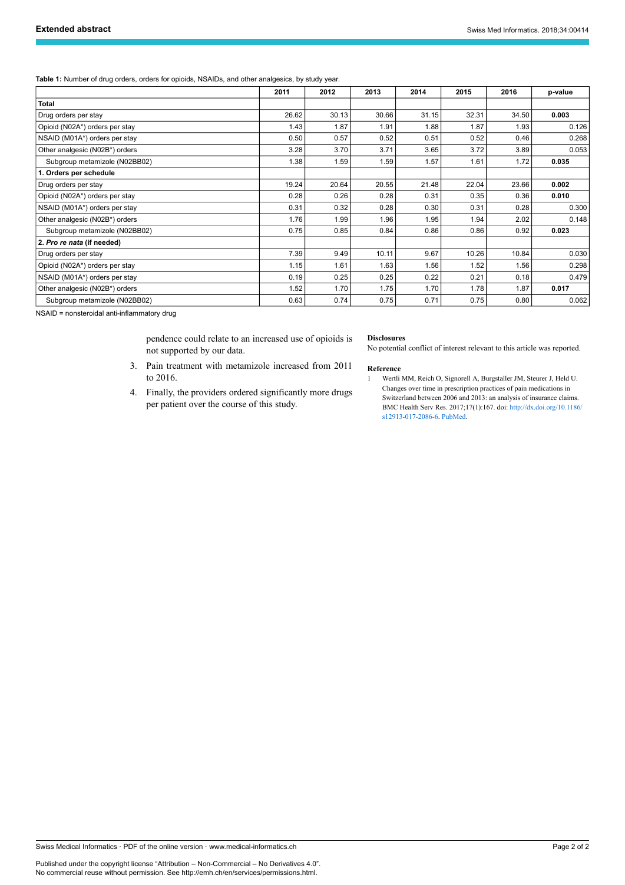**Table 1:** Number of drug orders, orders for opioids, NSAIDs, and other analgesics, by study year.

| | 2011 | 2012 | 2013 | 2014 | 2015 | 2016 | p-value |
|---|---|---|---|---|---|---|---|
| **Total** | | | | | | | |
| Drug orders per stay | 26.62 | 30.13 | 30.66 | 31.15 | 32.31 | 34.50 | **0.003** |
| Opioid (N02A*) orders per stay | 1.43 | 1.87 | 1.91 | 1.88 | 1.87 | 1.93 | 0.126 |
| NSAID (M01A*) orders per stay | 0.50 | 0.57 | 0.52 | 0.51 | 0.52 | 0.46 | 0.268 |
| Other analgesic (N02B*) orders | 3.28 | 3.70 | 3.71 | 3.65 | 3.72 | 3.89 | 0.053 |
| Subgroup metamizole (N02BB02) | 1.38 | 1.59 | 1.59 | 1.57 | 1.61 | 1.72 | **0.035** |
| **1. Orders per schedule** | | | | | | | |
| Drug orders per stay | 19.24 | 20.64 | 20.55 | 21.48 | 22.04 | 23.66 | **0.002** |
| Opioid (N02A*) orders per stay | 0.28 | 0.26 | 0.28 | 0.31 | 0.35 | 0.36 | **0.010** |
| NSAID (M01A*) orders per stay | 0.31 | 0.32 | 0.28 | 0.30 | 0.31 | 0.28 | 0.300 |
| Other analgesic (N02B*) orders | 1.76 | 1.99 | 1.96 | 1.95 | 1.94 | 2.02 | 0.148 |
| Subgroup metamizole (N02BB02) | 0.75 | 0.85 | 0.84 | 0.86 | 0.86 | 0.92 | **0.023** |
| **2. *Pro re nata* (if needed)** | | | | | | | |
| Drug orders per stay | 7.39 | 9.49 | 10.11 | 9.67 | 10.26 | 10.84 | 0.030 |
| Opioid (N02A*) orders per stay | 1.15 | 1.61 | 1.63 | 1.56 | 1.52 | 1.56 | 0.298 |
| NSAID (M01A*) orders per stay | 0.19 | 0.25 | 0.25 | 0.22 | 0.21 | 0.18 | 0.479 |
| Other analgesic (N02B*) orders | 1.52 | 1.70 | 1.75 | 1.70 | 1.78 | 1.87 | **0.017** |
| Subgroup metamizole (N02BB02) | 0.63 | 0.74 | 0.75 | 0.71 | 0.75 | 0.80 | 0.062 |

NSAID = nonsteroidal anti-inflammatory drug

pendence could relate to an increased use of opioids is not supported by our data.

3. Pain treatment with metamizole increased from 2011 to 2016.
4. Finally, the providers ordered significantly more drugs per patient over the course of this study.

**Disclosures**

No potential conflict of interest relevant to this article was reported.

**Reference**

1 Wertli MM, Reich O, Signorell A, Burgstaller JM, Steurer J, Held U. Changes over time in prescription practices of pain medications in Switzerland between 2006 and 2013: an analysis of insurance claims. BMC Health Serv Res. 2017;17(1):167. doi: http://dx.doi.org/10.1186/s12913-017-2086-6. PubMed.

Published under the copyright license "Attribution – Non-Commercial – No Derivatives 4.0". No commercial reuse without permission. See http://emh.ch/en/services/permissions.html.